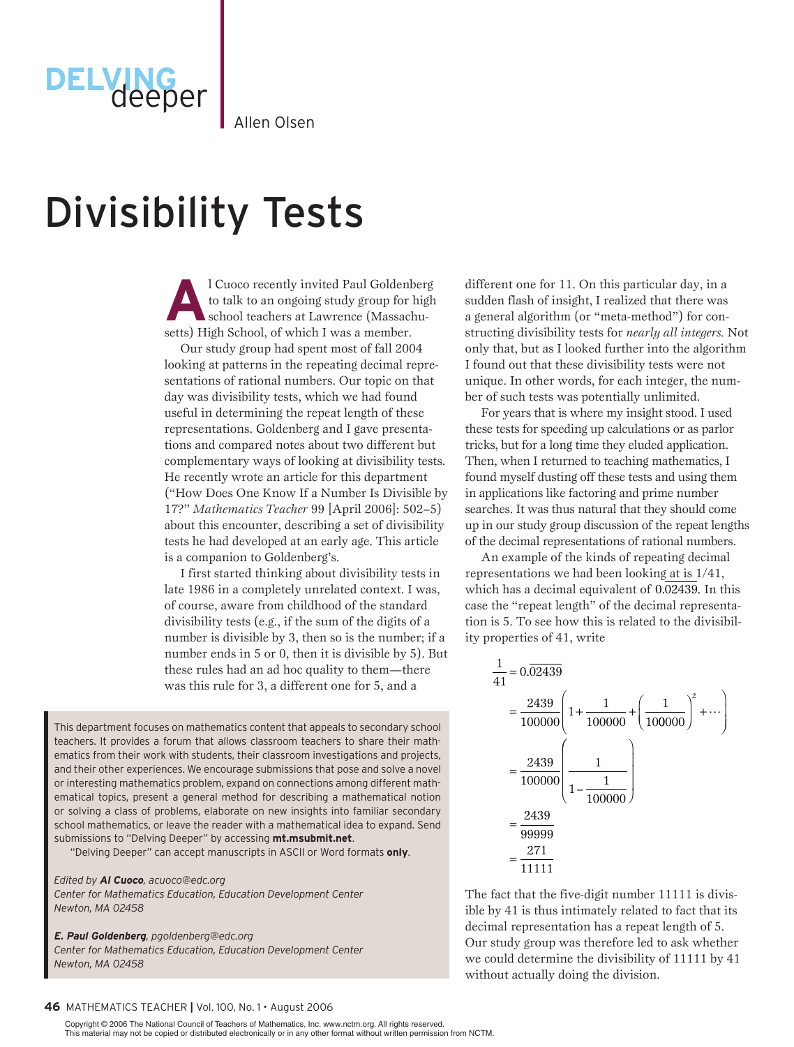DELVING deeper

Allen Olsen

# Divisibility Tests

Al Cuoco recently invited Paul Goldenberg to talk to an ongoing study group for high school teachers at Lawrence (Massachusetts) High School, of which I was a member.

Our study group had spent most of fall 2004 looking at patterns in the repeating decimal representations of rational numbers. Our topic on that day was divisibility tests, which we had found useful in determining the repeat length of these representations. Goldenberg and I gave presentations and compared notes about two different but complementary ways of looking at divisibility tests. He recently wrote an article for this department ("How Does One Know If a Number Is Divisible by 17?" *Mathematics Teacher* 99 [April 2006]: 502–5) about this encounter, describing a set of divisibility tests he had developed at an early age. This article is a companion to Goldenberg's.

I first started thinking about divisibility tests in late 1986 in a completely unrelated context. I was, of course, aware from childhood of the standard divisibility tests (e.g., if the sum of the digits of a number is divisible by 3, then so is the number; if a number ends in 5 or 0, then it is divisible by 5). But these rules had an ad hoc quality to them—there was this rule for 3, a different one for 5, and a different one for 11. On this particular day, in a sudden flash of insight, I realized that there was a general algorithm (or "meta-method") for constructing divisibility tests for *nearly all integers.* Not only that, but as I looked further into the algorithm I found out that these divisibility tests were not unique. In other words, for each integer, the number of such tests was potentially unlimited.

For years that is where my insight stood. I used these tests for speeding up calculations or as parlor tricks, but for a long time they eluded application. Then, when I returned to teaching mathematics, I found myself dusting off these tests and using them in applications like factoring and prime number searches. It was thus natural that they should come up in our study group discussion of the repeat lengths of the decimal representations of rational numbers.

An example of the kinds of repeating decimal representations we had been looking at is 1/41, which has a decimal equivalent of $0.\overline{02439}$. In this case the "repeat length" of the decimal representation is 5. To see how this is related to the divisibility properties of 41, write

$$\begin{aligned}
\frac{1}{41} &= 0.\overline{02439} \\
&= \frac{2439}{100000}\left(1+\frac{1}{100000}+\left(\frac{1}{100000}\right)^2+\cdots\right) \\
&= \frac{2439}{100000}\left(\frac{1}{1-\frac{1}{100000}}\right) \\
&= \frac{2439}{99999} \\
&= \frac{271}{11111}
\end{aligned}$$

The fact that the five-digit number 11111 is divisible by 41 is thus intimately related to fact that its decimal representation has a repeat length of 5. Our study group was therefore led to ask whether we could determine the divisibility of 11111 by 41 without actually doing the division.

This department focuses on mathematics content that appeals to secondary school teachers. It provides a forum that allows classroom teachers to share their mathematics from their work with students, their classroom investigations and projects, and their other experiences. We encourage submissions that pose and solve a novel or interesting mathematics problem, expand on connections among different mathematical topics, present a general method for describing a mathematical notion or solving a class of problems, elaborate on new insights into familiar secondary school mathematics, or leave the reader with a mathematical idea to expand. Send submissions to "Delving Deeper" by accessing **mt.msubmit.net**.

"Delving Deeper" can accept manuscripts in ASCII or Word formats **only**.

*Edited by* ***Al Cuoco****, acuoco@edc.org*
*Center for Mathematics Education, Education Development Center*
*Newton, MA 02458*

***E. Paul Goldenberg****, pgoldenberg@edc.org*
*Center for Mathematics Education, Education Development Center*
*Newton, MA 02458*

Copyright © 2006 The National Council of Teachers of Mathematics, Inc. www.nctm.org. All rights reserved.
This material may not be copied or distributed electronically or in any other format without written permission from NCTM.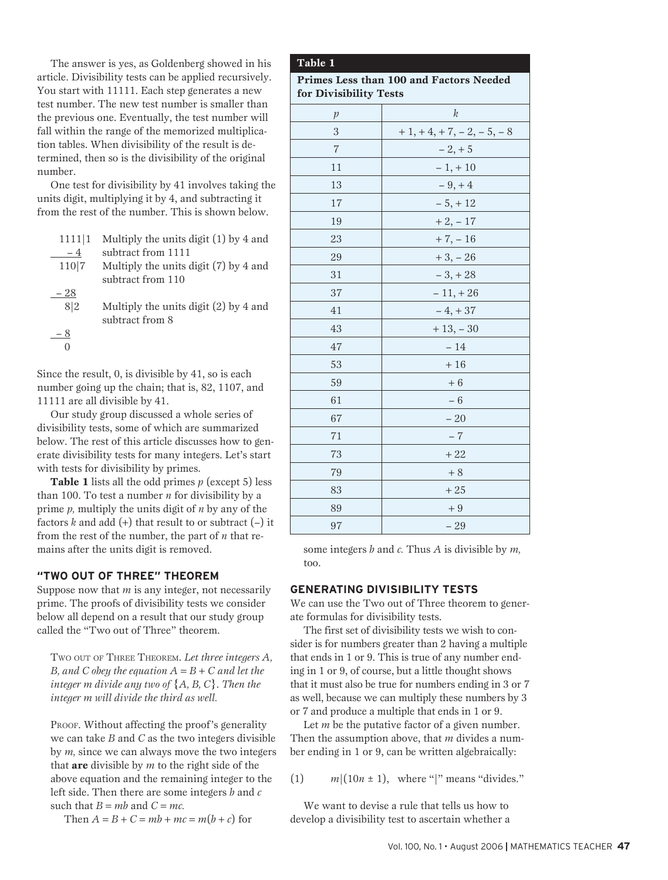The answer is yes, as Goldenberg showed in his article. Divisibility tests can be applied recursively. You start with 11111. Each step generates a new test number. The new test number is smaller than the previous one. Eventually, the test number will fall within the range of the memorized multiplication tables. When divisibility of the result is determined, then so is the divisibility of the original number.

One test for divisibility by 41 involves taking the units digit, multiplying it by 4, and subtracting it from the rest of the number. This is shown below.

```
1111|1   Multiply the units digit (1) by 4 and
 – 4     subtract from 1111
 110|7   Multiply the units digit (7) by 4 and
         subtract from 110
 – 28
   8|2   Multiply the units digit (2) by 4 and
         subtract from 8
 – 8
   0
```

Since the result, 0, is divisible by 41, so is each number going up the chain; that is, 82, 1107, and 11111 are all divisible by 41.

Our study group discussed a whole series of divisibility tests, some of which are summarized below. The rest of this article discusses how to generate divisibility tests for many integers. Let's start with tests for divisibility by primes.

**Table 1** lists all the odd primes $p$ (except 5) less than 100. To test a number $n$ for divisibility by a prime $p$, multiply the units digit of $n$ by any of the factors $k$ and add (+) that result to or subtract (–) it from the rest of the number, the part of $n$ that remains after the units digit is removed.

## "TWO OUT OF THREE" THEOREM

Suppose now that $m$ is any integer, not necessarily prime. The proofs of divisibility tests we consider below all depend on a result that our study group called the "Two out of Three" theorem.

Two out of Three Theorem. *Let three integers A, B, and C obey the equation $A = B + C$ and let the integer m divide any two of $\{A, B, C\}$. Then the integer m will divide the third as well.*

Proof. Without affecting the proof's generality we can take $B$ and $C$ as the two integers divisible by $m$, since we can always move the two integers that **are** divisible by $m$ to the right side of the above equation and the remaining integer to the left side. Then there are some integers $b$ and $c$ such that $B = mb$ and $C = mc$.

Then $A = B + C = mb + mc = m(b + c)$ for some integers $b$ and $c$. Thus $A$ is divisible by $m$, too.

**Table 1**

**Primes Less than 100 and Factors Needed for Divisibility Tests**

| $p$ | $k$ |
|---|---|
| 3 | + 1, + 4, + 7, – 2, – 5, – 8 |
| 7 | – 2, + 5 |
| 11 | – 1, + 10 |
| 13 | – 9, + 4 |
| 17 | – 5, + 12 |
| 19 | + 2, – 17 |
| 23 | + 7, – 16 |
| 29 | + 3, – 26 |
| 31 | – 3, + 28 |
| 37 | – 11, + 26 |
| 41 | – 4, + 37 |
| 43 | + 13, – 30 |
| 47 | – 14 |
| 53 | + 16 |
| 59 | + 6 |
| 61 | – 6 |
| 67 | – 20 |
| 71 | – 7 |
| 73 | + 22 |
| 79 | + 8 |
| 83 | + 25 |
| 89 | + 9 |
| 97 | – 29 |

## GENERATING DIVISIBILITY TESTS

We can use the Two out of Three theorem to generate formulas for divisibility tests.

The first set of divisibility tests we wish to consider is for numbers greater than 2 having a multiple that ends in 1 or 9. This is true of any number ending in 1 or 9, of course, but a little thought shows that it must also be true for numbers ending in 3 or 7 as well, because we can multiply these numbers by 3 or 7 and produce a multiple that ends in 1 or 9.

Let $m$ be the putative factor of a given number. Then the assumption above, that $m$ divides a number ending in 1 or 9, can be written algebraically:

(1) $\quad m|(10n \pm 1)$, where "|" means "divides."

We want to devise a rule that tells us how to develop a divisibility test to ascertain whether a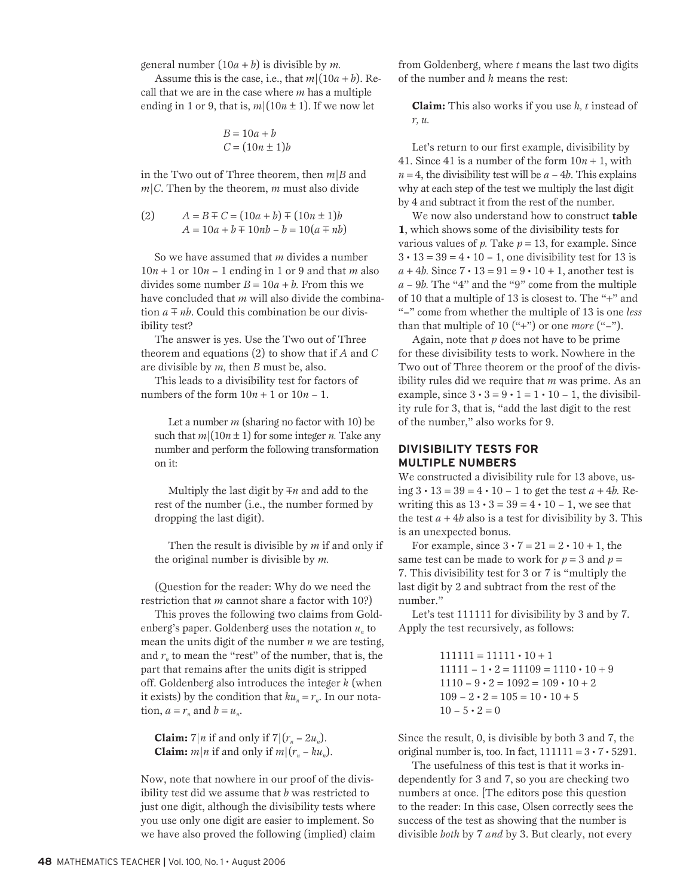general number $(10a + b)$ is divisible by $m$.

Assume this is the case, i.e., that $m|(10a + b)$. Recall that we are in the case where $m$ has a multiple ending in 1 or 9, that is, $m|(10n \pm 1)$. If we now let

$$B = 10a + b$$
$$C = (10n \pm 1)b$$

in the Two out of Three theorem, then $m|B$ and $m|C$. Then by the theorem, $m$ must also divide

$$(2) \qquad A = B \mp C = (10a + b) \mp (10n \pm 1)b$$
$$A = 10a + b \mp 10nb - b = 10(a \mp nb)$$

So we have assumed that $m$ divides a number $10n + 1$ or $10n - 1$ ending in 1 or 9 and that $m$ also divides some number $B = 10a + b$. From this we have concluded that $m$ will also divide the combination $a \mp nb$. Could this combination be our divisibility test?

The answer is yes. Use the Two out of Three theorem and equations (2) to show that if $A$ and $C$ are divisible by $m$, then $B$ must be, also.

This leads to a divisibility test for factors of numbers of the form $10n + 1$ or $10n - 1$.

> Let a number $m$ (sharing no factor with 10) be such that $m|(10n \pm 1)$ for some integer $n$. Take any number and perform the following transformation on it:
>
> Multiply the last digit by $\mp n$ and add to the rest of the number (i.e., the number formed by dropping the last digit).
>
> Then the result is divisible by $m$ if and only if the original number is divisible by $m$.

(Question for the reader: Why do we need the restriction that $m$ cannot share a factor with 10?)

This proves the following two claims from Goldenberg's paper. Goldenberg uses the notation $u_n$ to mean the units digit of the number $n$ we are testing, and $r_n$ to mean the "rest" of the number, that is, the part that remains after the units digit is stripped off. Goldenberg also introduces the integer $k$ (when it exists) by the condition that $ku_n = r_n$. In our notation, $a = r_n$ and $b = u_n$.

> **Claim:** $7|n$ if and only if $7|(r_n - 2u_n)$.
> **Claim:** $m|n$ if and only if $m|(r_n - ku_n)$.

Now, note that nowhere in our proof of the divisibility test did we assume that $b$ was restricted to just one digit, although the divisibility tests where you use only one digit are easier to implement. So we have also proved the following (implied) claim from Goldenberg, where $t$ means the last two digits of the number and $h$ means the rest:

> **Claim:** This also works if you use $h$, $t$ instead of $r$, $u$.

Let's return to our first example, divisibility by 41. Since 41 is a number of the form $10n + 1$, with $n = 4$, the divisibility test will be $a - 4b$. This explains why at each step of the test we multiply the last digit by 4 and subtract it from the rest of the number.

We now also understand how to construct **table 1**, which shows some of the divisibility tests for various values of $p$. Take $p = 13$, for example. Since $3 \cdot 13 = 39 = 4 \cdot 10 - 1$, one divisibility test for 13 is $a + 4b$. Since $7 \cdot 13 = 91 = 9 \cdot 10 + 1$, another test is $a - 9b$. The "4" and the "9" come from the multiple of 10 that a multiple of 13 is closest to. The "+" and "–" come from whether the multiple of 13 is one *less* than that multiple of 10 ("+") or one *more* ("–").

Again, note that $p$ does not have to be prime for these divisibility tests to work. Nowhere in the Two out of Three theorem or the proof of the divisibility rules did we require that $m$ was prime. As an example, since $3 \cdot 3 = 9 \cdot 1 = 1 \cdot 10 - 1$, the divisibility rule for 3, that is, "add the last digit to the rest of the number," also works for 9.

## DIVISIBILITY TESTS FOR MULTIPLE NUMBERS

We constructed a divisibility rule for 13 above, using $3 \cdot 13 = 39 = 4 \cdot 10 - 1$ to get the test $a + 4b$. Rewriting this as $13 \cdot 3 = 39 = 4 \cdot 10 - 1$, we see that the test $a + 4b$ also is a test for divisibility by 3. This is an unexpected bonus.

For example, since $3 \cdot 7 = 21 = 2 \cdot 10 + 1$, the same test can be made to work for $p = 3$ and $p = 7$. This divisibility test for 3 or 7 is "multiply the last digit by 2 and subtract from the rest of the number."

Let's test 111111 for divisibility by 3 and by 7. Apply the test recursively, as follows:

$$111111 = 11111 \cdot 10 + 1$$
$$11111 - 1 \cdot 2 = 11109 = 1110 \cdot 10 + 9$$
$$1110 - 9 \cdot 2 = 1092 = 109 \cdot 10 + 2$$
$$109 - 2 \cdot 2 = 105 = 10 \cdot 10 + 5$$
$$10 - 5 \cdot 2 = 0$$

Since the result, 0, is divisible by both 3 and 7, the original number is, too. In fact, $111111 = 3 \cdot 7 \cdot 5291$.

The usefulness of this test is that it works independently for 3 and 7, so you are checking two numbers at once. [The editors pose this question to the reader: In this case, Olsen correctly sees the success of the test as showing that the number is divisible *both* by 7 *and* by 3. But clearly, not every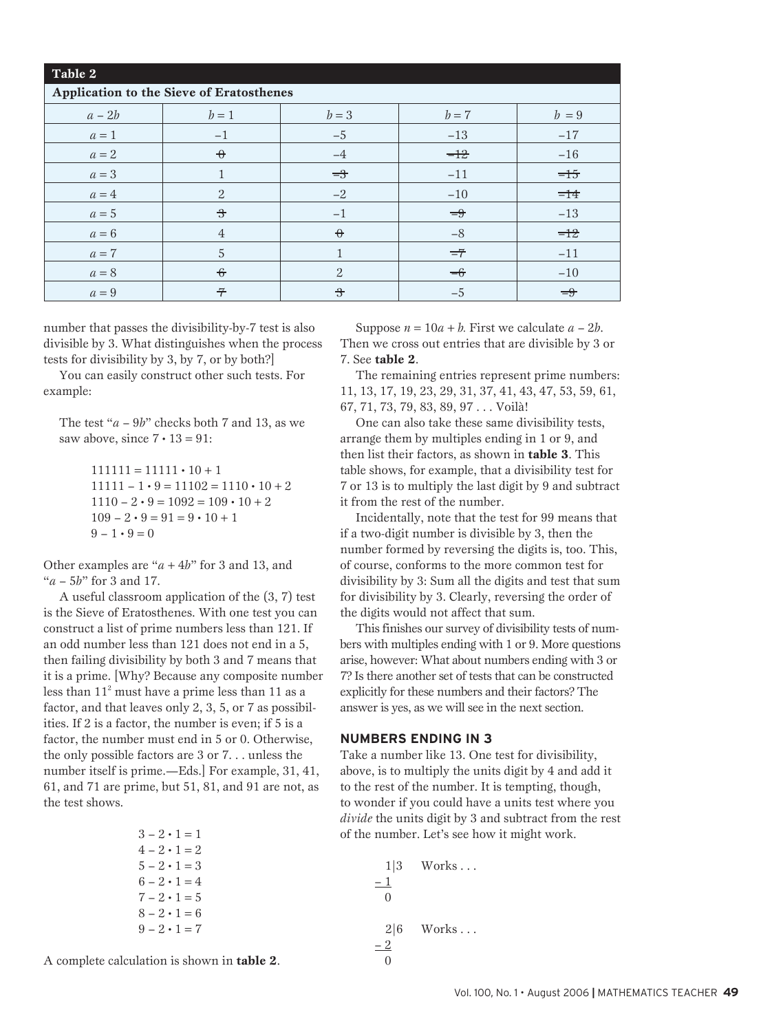**Table 2**

**Application to the Sieve of Eratosthenes**

| $a - 2b$ | $b = 1$ | $b = 3$ | $b = 7$ | $b = 9$ |
|---|---|---|---|---|
| $a = 1$ | –1 | –5 | –13 | –17 |
| $a = 2$ | ~~0~~ | –4 | ~~–12~~ | –16 |
| $a = 3$ | 1 | ~~–3~~ | –11 | ~~–15~~ |
| $a = 4$ | 2 | –2 | –10 | ~~–14~~ |
| $a = 5$ | ~~3~~ | –1 | ~~–9~~ | –13 |
| $a = 6$ | 4 | ~~0~~ | –8 | ~~–12~~ |
| $a = 7$ | 5 | 1 | ~~–7~~ | –11 |
| $a = 8$ | ~~6~~ | 2 | ~~–6~~ | –10 |
| $a = 9$ | ~~7~~ | ~~3~~ | –5 | ~~–9~~ |

number that passes the divisibility-by-7 test is also divisible by 3. What distinguishes when the process tests for divisibility by 3, by 7, or by both?]

You can easily construct other such tests. For example:

The test "$a - 9b$" checks both 7 and 13, as we saw above, since $7 \cdot 13 = 91$:

$$111111 = 11111 \cdot 10 + 1$$
$$11111 - 1 \cdot 9 = 11102 = 1110 \cdot 10 + 2$$
$$1110 - 2 \cdot 9 = 1092 = 109 \cdot 10 + 2$$
$$109 - 2 \cdot 9 = 91 = 9 \cdot 10 + 1$$
$$9 - 1 \cdot 9 = 0$$

Other examples are "$a + 4b$" for 3 and 13, and "$a - 5b$" for 3 and 17.

A useful classroom application of the (3, 7) test is the Sieve of Eratosthenes. With one test you can construct a list of prime numbers less than 121. If an odd number less than 121 does not end in a 5, then failing divisibility by both 3 and 7 means that it is a prime. [Why? Because any composite number less than $11^2$ must have a prime less than 11 as a factor, and that leaves only 2, 3, 5, or 7 as possibilities. If 2 is a factor, the number is even; if 5 is a factor, the number must end in 5 or 0. Otherwise, the only possible factors are 3 or 7. . . unless the number itself is prime.—Eds.] For example, 31, 41, 61, and 71 are prime, but 51, 81, and 91 are not, as the test shows.

$$3 - 2 \cdot 1 = 1$$
$$4 - 2 \cdot 1 = 2$$
$$5 - 2 \cdot 1 = 3$$
$$6 - 2 \cdot 1 = 4$$
$$7 - 2 \cdot 1 = 5$$
$$8 - 2 \cdot 1 = 6$$
$$9 - 2 \cdot 1 = 7$$

A complete calculation is shown in **table 2**.

Suppose $n = 10a + b$. First we calculate $a - 2b$. Then we cross out entries that are divisible by 3 or 7. See **table 2**.

The remaining entries represent prime numbers: 11, 13, 17, 19, 23, 29, 31, 37, 41, 43, 47, 53, 59, 61, 67, 71, 73, 79, 83, 89, 97 . . . Voilà!

One can also take these same divisibility tests, arrange them by multiples ending in 1 or 9, and then list their factors, as shown in **table 3**. This table shows, for example, that a divisibility test for 7 or 13 is to multiply the last digit by 9 and subtract it from the rest of the number.

Incidentally, note that the test for 99 means that if a two-digit number is divisible by 3, then the number formed by reversing the digits is, too. This, of course, conforms to the more common test for divisibility by 3: Sum all the digits and test that sum for divisibility by 3. Clearly, reversing the order of the digits would not affect that sum.

This finishes our survey of divisibility tests of numbers with multiples ending with 1 or 9. More questions arise, however: What about numbers ending with 3 or 7? Is there another set of tests that can be constructed explicitly for these numbers and their factors? The answer is yes, as we will see in the next section.

## NUMBERS ENDING IN 3

Take a number like 13. One test for divisibility, above, is to multiply the units digit by 4 and add it to the rest of the number. It is tempting, though, to wonder if you could have a units test where you *divide* the units digit by 3 and subtract from the rest of the number. Let's see how it might work.

```
  1|3    Works . . .
– 1
  0

  2|6    Works . . .
– 2
  0
```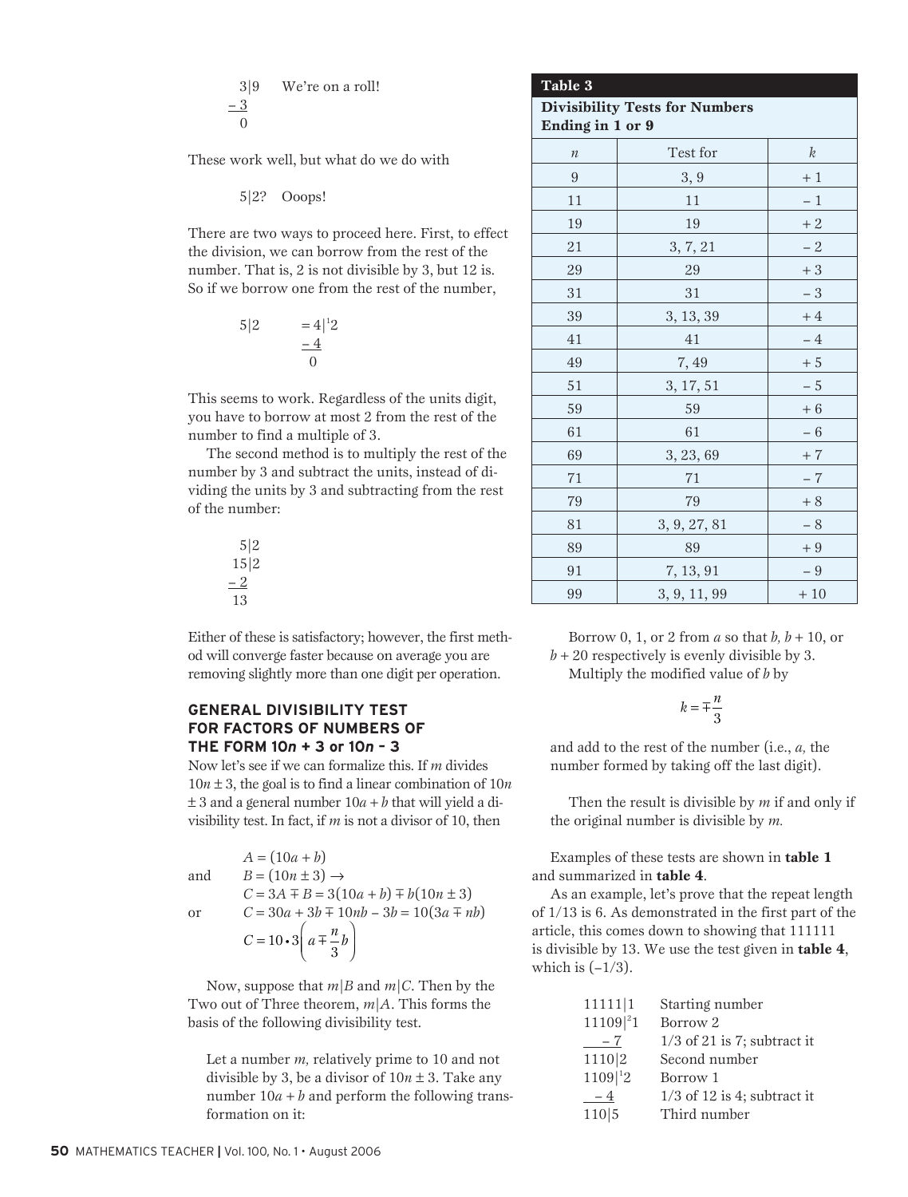```
   3|9    We're on a roll!
 – 3
   0
```

These work well, but what do we do with

```
   5|2?   Ooops!
```

There are two ways to proceed here. First, to effect the division, we can borrow from the rest of the number. That is, 2 is not divisible by 3, but 12 is. So if we borrow one from the rest of the number,

```
   5|2    = 4|¹2
            – 4
              0
```

This seems to work. Regardless of the units digit, you have to borrow at most 2 from the rest of the number to find a multiple of 3.

The second method is to multiply the rest of the number by 3 and subtract the units, instead of dividing the units by 3 and subtracting from the rest of the number:

```
    5|2
   15|2
  – 2
   13
```

Either of these is satisfactory; however, the first method will converge faster because on average you are removing slightly more than one digit per operation.

## GENERAL DIVISIBILITY TEST FOR FACTORS OF NUMBERS OF THE FORM 10*n* + 3 or 10*n* – 3

Now let's see if we can formalize this. If $m$ divides $10n \pm 3$, the goal is to find a linear combination of $10n \pm 3$ and a general number $10a + b$ that will yield a divisibility test. In fact, if $m$ is not a divisor of 10, then

$$A = (10a + b)$$

and

$$B = (10n \pm 3) \rightarrow$$

$$C = 3A \mp B = 3(10a + b) \mp b(10n \pm 3)$$

or

$$C = 30a + 3b \mp 10nb - 3b = 10(3a \mp nb)$$

$$C = 10 \cdot 3\left(a \mp \frac{n}{3}b\right)$$

Now, suppose that $m|B$ and $m|C$. Then by the Two out of Three theorem, $m|A$. This forms the basis of the following divisibility test.

> Let a number $m$, relatively prime to 10 and not divisible by 3, be a divisor of $10n \pm 3$. Take any number $10a + b$ and perform the following transformation on it:
>
> Borrow 0, 1, or 2 from $a$ so that $b$, $b + 10$, or $b + 20$ respectively is evenly divisible by 3.
>
> Multiply the modified value of $b$ by
>
> $$k = \mp\frac{n}{3}$$
>
> and add to the rest of the number (i.e., $a$, the number formed by taking off the last digit).
>
> Then the result is divisible by $m$ if and only if the original number is divisible by $m$.

**Table 3**

**Divisibility Tests for Numbers Ending in 1 or 9**

| $n$ | Test for | $k$ |
|---|---|---|
| 9 | 3, 9 | + 1 |
| 11 | 11 | – 1 |
| 19 | 19 | + 2 |
| 21 | 3, 7, 21 | – 2 |
| 29 | 29 | + 3 |
| 31 | 31 | – 3 |
| 39 | 3, 13, 39 | + 4 |
| 41 | 41 | – 4 |
| 49 | 7, 49 | + 5 |
| 51 | 3, 17, 51 | – 5 |
| 59 | 59 | + 6 |
| 61 | 61 | – 6 |
| 69 | 3, 23, 69 | + 7 |
| 71 | 71 | – 7 |
| 79 | 79 | + 8 |
| 81 | 3, 9, 27, 81 | – 8 |
| 89 | 89 | + 9 |
| 91 | 7, 13, 91 | – 9 |
| 99 | 3, 9, 11, 99 | + 10 |

Examples of these tests are shown in **table 1** and summarized in **table 4**.

As an example, let's prove that the repeat length of 1/13 is 6. As demonstrated in the first part of the article, this comes down to showing that 111111 is divisible by 13. We use the test given in **table 4**, which is (–1/3).

```
11111|1     Starting number
11109|²1    Borrow 2
   – 7      1/3 of 21 is 7; subtract it
1110|2      Second number
1109|¹2     Borrow 1
   – 4      1/3 of 12 is 4; subtract it
110|5       Third number
```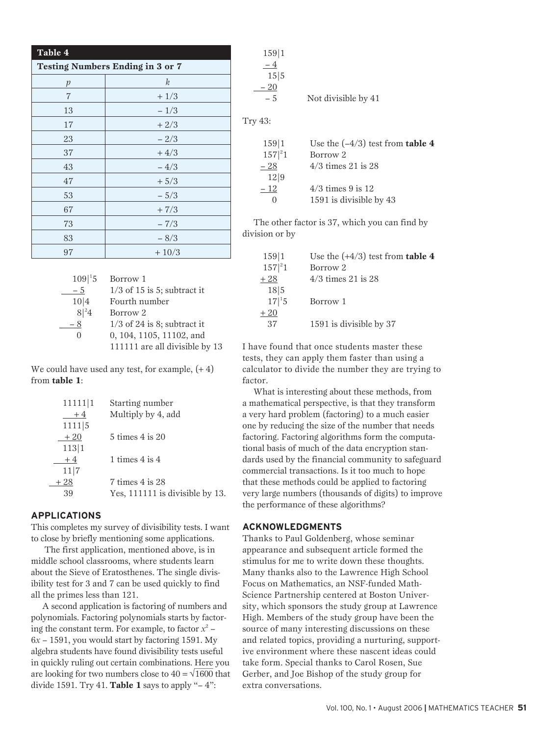**Table 4**

**Testing Numbers Ending in 3 or 7**

| $p$ | $k$ |
|---|---|
| 7 | + 1/3 |
| 13 | – 1/3 |
| 17 | + 2/3 |
| 23 | – 2/3 |
| 37 | + 4/3 |
| 43 | – 4/3 |
| 47 | + 5/3 |
| 53 | – 5/3 |
| 67 | + 7/3 |
| 73 | – 7/3 |
| 83 | – 8/3 |
| 97 | + 10/3 |

| | |
|---|---|
| $109|^{1}5$ | Borrow 1 |
| $-5$ | 1/3 of 15 is 5; subtract it |
| $10|4$ | Fourth number |
| $8|^{2}4$ | Borrow 2 |
| $-8$ | 1/3 of 24 is 8; subtract it |
| 0 | 0, 104, 1105, 11102, and 111111 are all divisible by 13 |

We could have used any test, for example, (+ 4) from **table 1**:

| | |
|---|---|
| $11111|1$ | Starting number |
| $+4$ | Multiply by 4, add |
| $1111|5$ | |
| $+20$ | 5 times 4 is 20 |
| $113|1$ | |
| $+4$ | 1 times 4 is 4 |
| $11|7$ | |
| $+28$ | 7 times 4 is 28 |
| 39 | Yes, 111111 is divisible by 13. |

## APPLICATIONS

This completes my survey of divisibility tests. I want to close by briefly mentioning some applications.

The first application, mentioned above, is in middle school classrooms, where students learn about the Sieve of Eratosthenes. The single divisibility test for 3 and 7 can be used quickly to find all the primes less than 121.

A second application is factoring of numbers and polynomials. Factoring polynomials starts by factoring the constant term. For example, to factor $x^2 - 6x - 1591$, you would start by factoring 1591. My algebra students have found divisibility tests useful in quickly ruling out certain combinations. Here you are looking for two numbers close to $40 = \sqrt{1600}$ that divide 1591. Try 41. **Table 1** says to apply "– 4":

| | |
|---|---|
| $159|1$ | |
| $-4$ | |
| $15|5$ | |
| $-20$ | |
| $-5$ | Not divisible by 41 |

Try 43:

| | |
|---|---|
| $159|1$ | Use the (–4/3) test from **table 4** |
| $157|^{2}1$ | Borrow 2 |
| $-28$ | 4/3 times 21 is 28 |
| $12|9$ | |
| $-12$ | 4/3 times 9 is 12 |
| 0 | 1591 is divisible by 43 |

The other factor is 37, which you can find by division or by

| | |
|---|---|
| $159|1$ | Use the (+4/3) test from **table 4** |
| $157|^{2}1$ | Borrow 2 |
| $+28$ | 4/3 times 21 is 28 |
| $18|5$ | |
| $17|^{1}5$ | Borrow 1 |
| $+20$ | |
| 37 | 1591 is divisible by 37 |

I have found that once students master these tests, they can apply them faster than using a calculator to divide the number they are trying to factor.

What is interesting about these methods, from a mathematical perspective, is that they transform a very hard problem (factoring) to a much easier one by reducing the size of the number that needs factoring. Factoring algorithms form the computational basis of much of the data encryption standards used by the financial community to safeguard commercial transactions. Is it too much to hope that these methods could be applied to factoring very large numbers (thousands of digits) to improve the performance of these algorithms?

## ACKNOWLEDGMENTS

Thanks to Paul Goldenberg, whose seminar appearance and subsequent article formed the stimulus for me to write down these thoughts. Many thanks also to the Lawrence High School Focus on Mathematics, an NSF-funded Math-Science Partnership centered at Boston University, which sponsors the study group at Lawrence High. Members of the study group have been the source of many interesting discussions on these and related topics, providing a nurturing, supportive environment where these nascent ideas could take form. Special thanks to Carol Rosen, Sue Gerber, and Joe Bishop of the study group for extra conversations.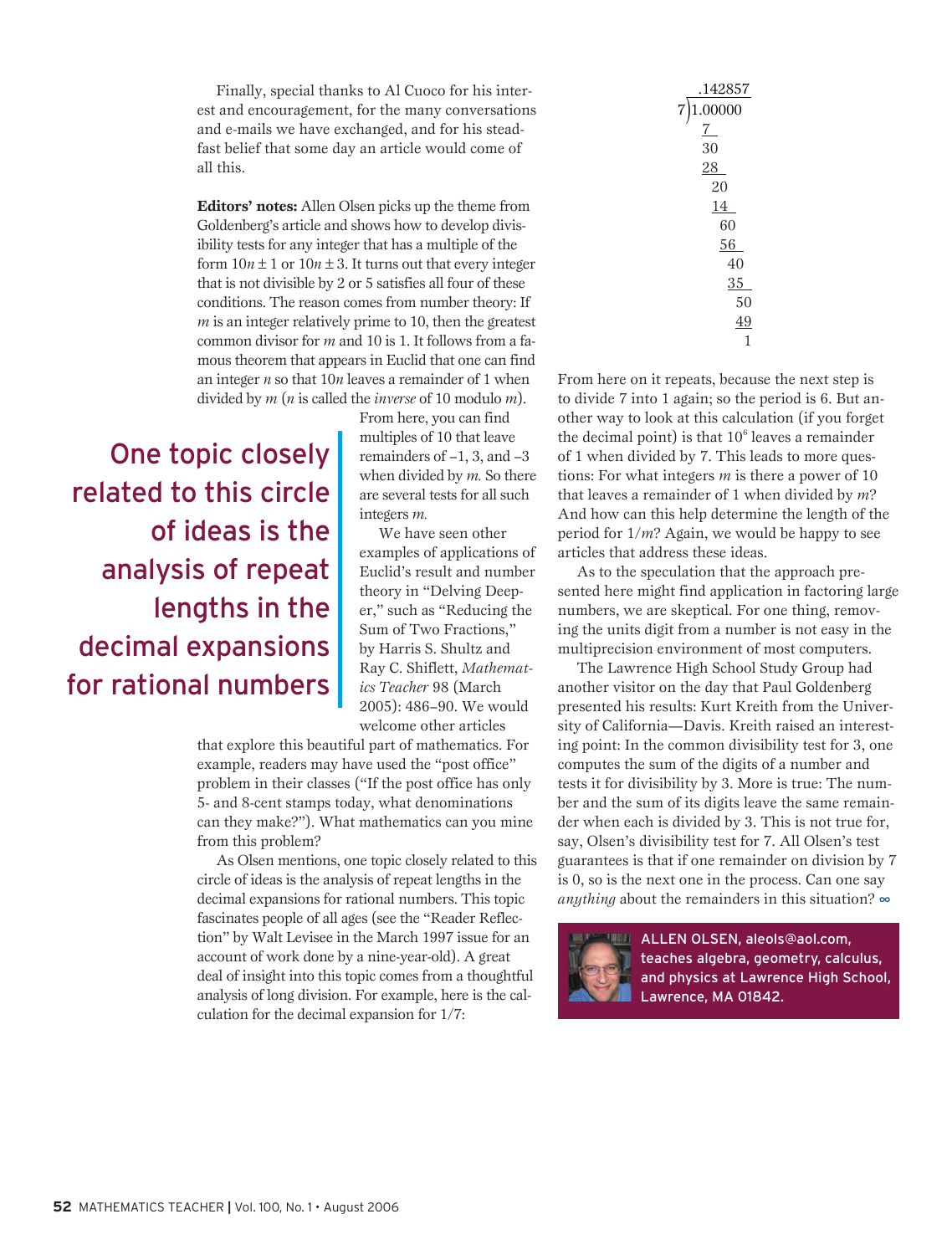Finally, special thanks to Al Cuoco for his interest and encouragement, for the many conversations and e-mails we have exchanged, and for his steadfast belief that some day an article would come of all this.

**Editors' notes:** Allen Olsen picks up the theme from Goldenberg's article and shows how to develop divisibility tests for any integer that has a multiple of the form $10n \pm 1$ or $10n \pm 3$. It turns out that every integer that is not divisible by 2 or 5 satisfies all four of these conditions. The reason comes from number theory: If $m$ is an integer relatively prime to 10, then the greatest common divisor for $m$ and 10 is 1. It follows from a famous theorem that appears in Euclid that one can find an integer $n$ so that $10n$ leaves a remainder of 1 when divided by $m$ ($n$ is called the *inverse* of 10 modulo $m$). From here, you can find multiples of 10 that leave remainders of –1, 3, and –3 when divided by $m$. So there are several tests for all such integers $m$.

One topic closely related to this circle of ideas is the analysis of repeat lengths in the decimal expansions for rational numbers

We have seen other examples of applications of Euclid's result and number theory in "Delving Deeper," such as "Reducing the Sum of Two Fractions," by Harris S. Shultz and Ray C. Shiflett, *Mathematics Teacher* 98 (March 2005): 486–90. We would welcome other articles that explore this beautiful part of mathematics. For example, readers may have used the "post office" problem in their classes ("If the post office has only 5- and 8-cent stamps today, what denominations can they make?"). What mathematics can you mine from this problem?

As Olsen mentions, one topic closely related to this circle of ideas is the analysis of repeat lengths in the decimal expansions for rational numbers. This topic fascinates people of all ages (see the "Reader Reflection" by Walt Levisee in the March 1997 issue for an account of work done by a nine-year-old). A great deal of insight into this topic comes from a thoughtful analysis of long division. For example, here is the calculation for the decimal expansion for 1/7:

```
      .142857
    7)1.00000
      7
      30
      28
       20
       14
        60
        56
         40
         35
          50
          49
           1
```

From here on it repeats, because the next step is to divide 7 into 1 again; so the period is 6. But another way to look at this calculation (if you forget the decimal point) is that $10^6$ leaves a remainder of 1 when divided by 7. This leads to more questions: For what integers $m$ is there a power of 10 that leaves a remainder of 1 when divided by $m$? And how can this help determine the length of the period for $1/m$? Again, we would be happy to see articles that address these ideas.

As to the speculation that the approach presented here might find application in factoring large numbers, we are skeptical. For one thing, removing the units digit from a number is not easy in the multiprecision environment of most computers.

The Lawrence High School Study Group had another visitor on the day that Paul Goldenberg presented his results: Kurt Kreith from the University of California—Davis. Kreith raised an interesting point: In the common divisibility test for 3, one computes the sum of the digits of a number and tests it for divisibility by 3. More is true: The number and the sum of its digits leave the same remainder when each is divided by 3. This is not true for, say, Olsen's divisibility test for 7. All Olsen's test guarantees is that if one remainder on division by 7 is 0, so is the next one in the process. Can one say *anything* about the remainders in this situation? ∞

**ALLEN OLSEN**, aleols@aol.com, teaches algebra, geometry, calculus, and physics at Lawrence High School, Lawrence, MA 01842.